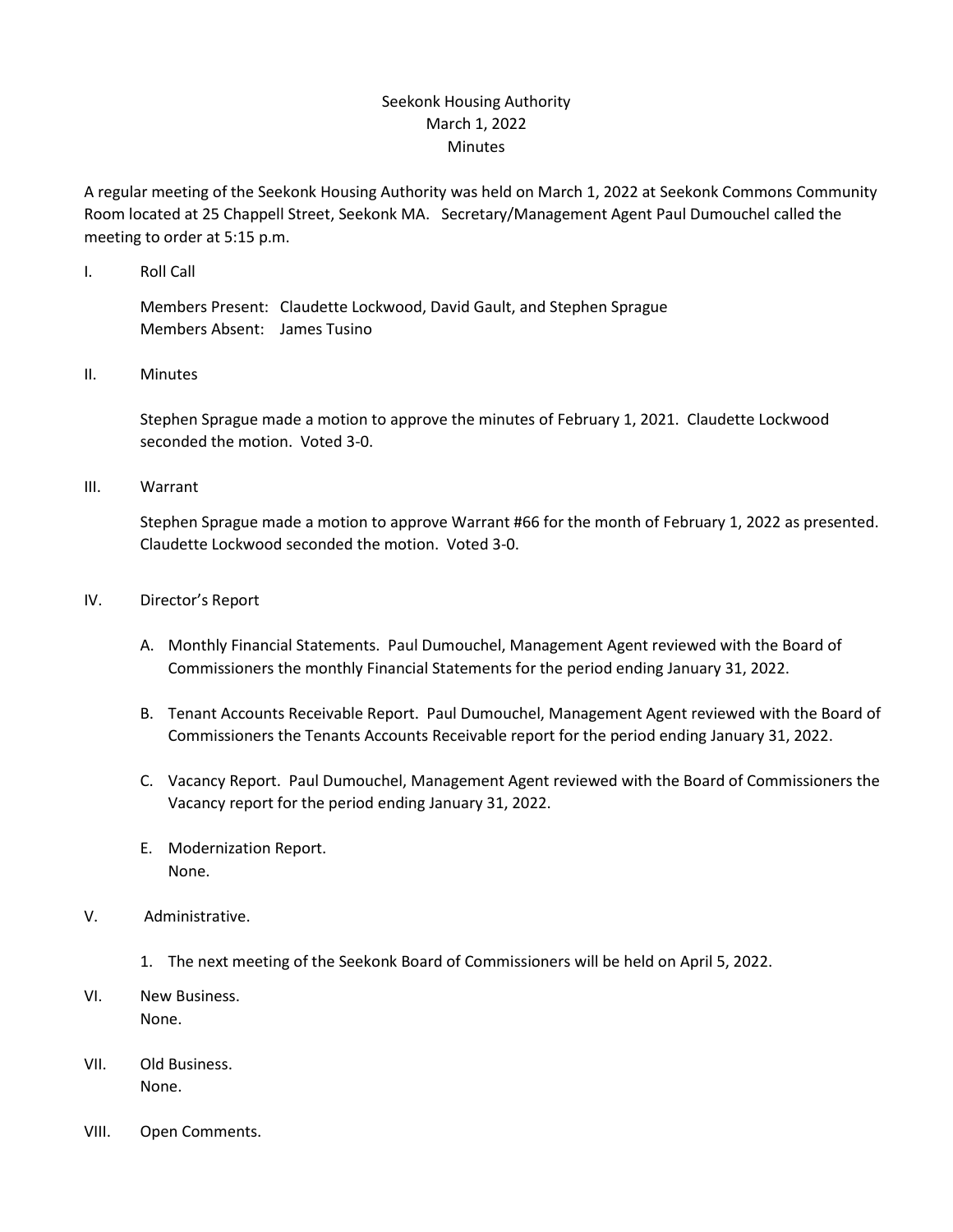# Seekonk Housing Authority
## March 1, 2022
## Minutes

A regular meeting of the Seekonk Housing Authority was held on March 1, 2022 at Seekonk Commons Community Room located at 25 Chappell Street, Seekonk MA. Secretary/Management Agent Paul Dumouchel called the meeting to order at 5:15 p.m.

I. Roll Call

Members Present: Claudette Lockwood, David Gault, and Stephen Sprague
Members Absent: James Tusino

II. Minutes

Stephen Sprague made a motion to approve the minutes of February 1, 2021. Claudette Lockwood seconded the motion. Voted 3-0.

III. Warrant

Stephen Sprague made a motion to approve Warrant #66 for the month of February 1, 2022 as presented. Claudette Lockwood seconded the motion. Voted 3-0.

IV. Director's Report

A. Monthly Financial Statements. Paul Dumouchel, Management Agent reviewed with the Board of Commissioners the monthly Financial Statements for the period ending January 31, 2022.

B. Tenant Accounts Receivable Report. Paul Dumouchel, Management Agent reviewed with the Board of Commissioners the Tenants Accounts Receivable report for the period ending January 31, 2022.

C. Vacancy Report. Paul Dumouchel, Management Agent reviewed with the Board of Commissioners the Vacancy report for the period ending January 31, 2022.

E. Modernization Report.
None.

V. Administrative.

1. The next meeting of the Seekonk Board of Commissioners will be held on April 5, 2022.

VI. New Business.
None.

VII. Old Business.
None.

VIII. Open Comments.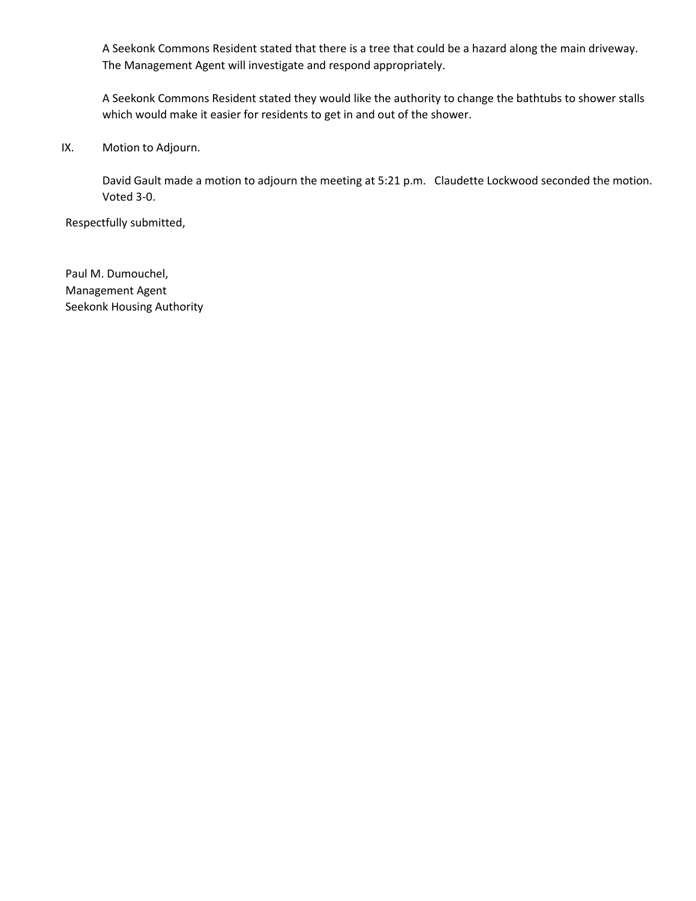A Seekonk Commons Resident stated that there is a tree that could be a hazard along the main driveway. The Management Agent will investigate and respond appropriately.

A Seekonk Commons Resident stated they would like the authority to change the bathtubs to shower stalls which would make it easier for residents to get in and out of the shower.

IX. Motion to Adjourn.

David Gault made a motion to adjourn the meeting at 5:21 p.m. Claudette Lockwood seconded the motion. Voted 3-0.

Respectfully submitted,

Paul M. Dumouchel,
Management Agent
Seekonk Housing Authority